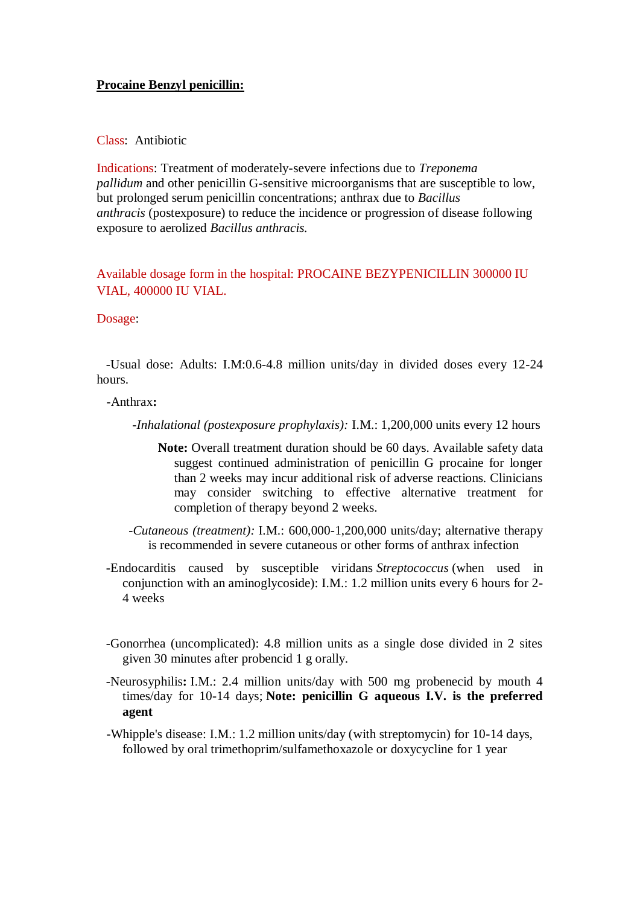**<u>Procaine Benzyl penicillin:</u>**

Class: Antibiotic

Indications: Treatment of moderately-severe infections due to *Treponema pallidum* and other penicillin G-sensitive microorganisms that are susceptible to low, but prolonged serum penicillin concentrations; anthrax due to *Bacillus anthracis* (postexposure) to reduce the incidence or progression of disease following exposure to aerolized *Bacillus anthracis.*

Available dosage form in the hospital: PROCAINE BEZYPENICILLIN 300000 IU VIAL, 400000 IU VIAL.

Dosage:

-Usual dose: Adults: I.M:0.6-4.8 million units/day in divided doses every 12-24 hours.

-Anthrax**:**

-*Inhalational (postexposure prophylaxis):* I.M.: 1,200,000 units every 12 hours

**Note:** Overall treatment duration should be 60 days. Available safety data suggest continued administration of penicillin G procaine for longer than 2 weeks may incur additional risk of adverse reactions. Clinicians may consider switching to effective alternative treatment for completion of therapy beyond 2 weeks.

-*Cutaneous (treatment):* I.M.: 600,000-1,200,000 units/day; alternative therapy is recommended in severe cutaneous or other forms of anthrax infection

-Endocarditis caused by susceptible viridans *Streptococcus* (when used in conjunction with an aminoglycoside): I.M.: 1.2 million units every 6 hours for 2-4 weeks

-Gonorrhea (uncomplicated): 4.8 million units as a single dose divided in 2 sites given 30 minutes after probencid 1 g orally.

-Neurosyphilis**:** I.M.: 2.4 million units/day with 500 mg probenecid by mouth 4 times/day for 10-14 days; **Note: penicillin G aqueous I.V. is the preferred agent**

-Whipple's disease: I.M.: 1.2 million units/day (with streptomycin) for 10-14 days, followed by oral trimethoprim/sulfamethoxazole or doxycycline for 1 year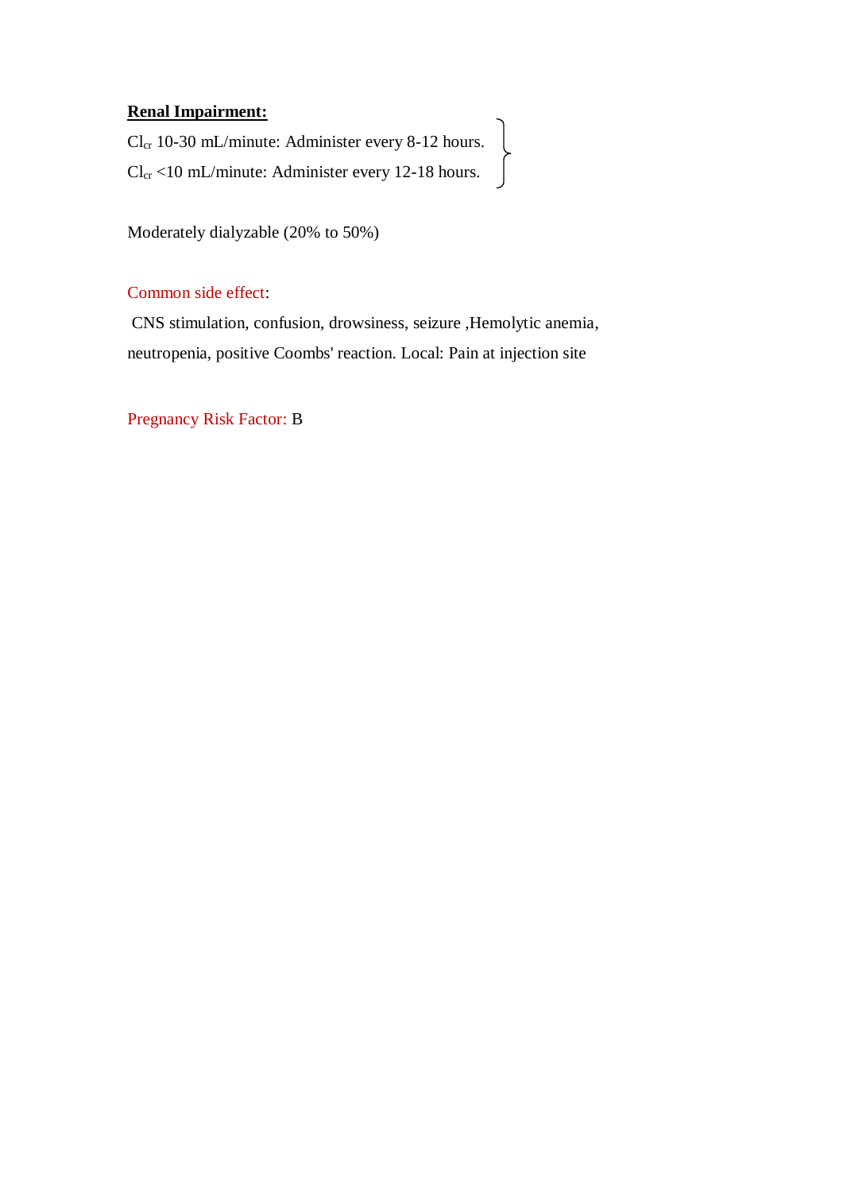**Renal Impairment:**

$Cl_{cr}$ 10-30 mL/minute: Administer every 8-12 hours.

$Cl_{cr}$ <10 mL/minute: Administer every 12-18 hours.

Moderately dialyzable (20% to 50%)

Common side effect:

CNS stimulation, confusion, drowsiness, seizure ,Hemolytic anemia, neutropenia, positive Coombs' reaction. Local: Pain at injection site

Pregnancy Risk Factor: B